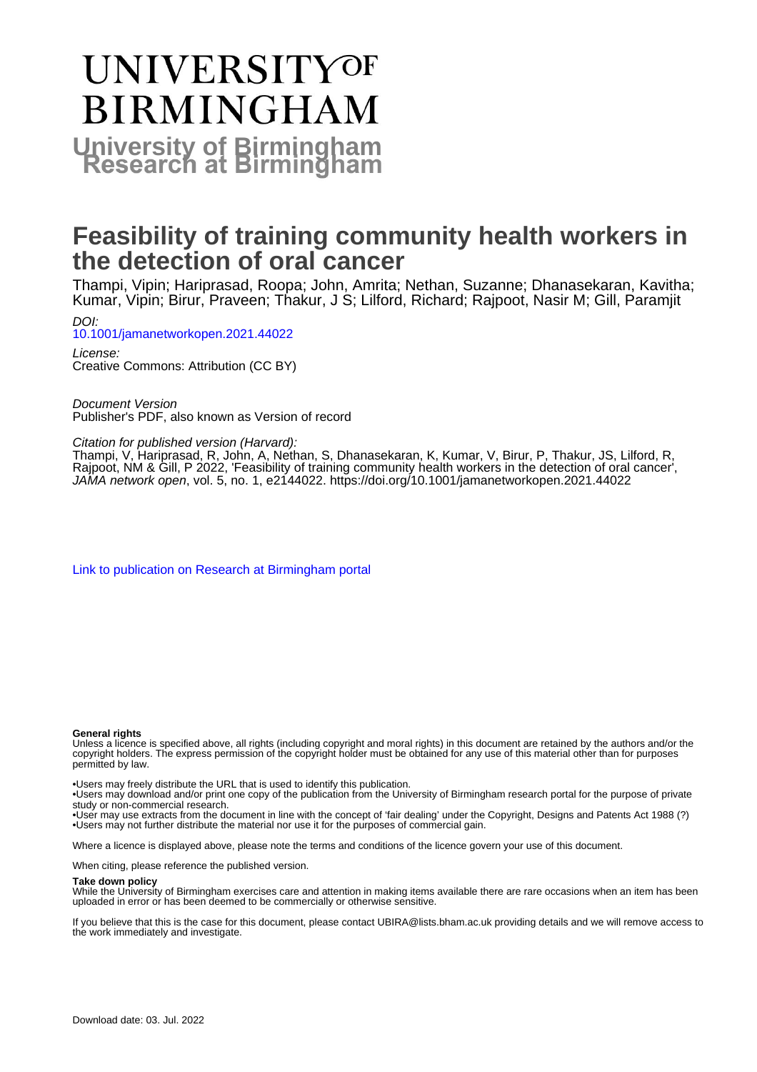# UNIVERSITY OF BIRMINGHAM

## University of Birmingham Research at Birmingham

# Feasibility of training community health workers in the detection of oral cancer

Thampi, Vipin; Hariprasad, Roopa; John, Amrita; Nethan, Suzanne; Dhanasekaran, Kavitha; Kumar, Vipin; Birur, Praveen; Thakur, J S; Lilford, Richard; Rajpoot, Nasir M; Gill, Paramjit

*DOI:*
[10.1001/jamanetworkopen.2021.44022](https://doi.org/10.1001/jamanetworkopen.2021.44022)

*License:*
Creative Commons: Attribution (CC BY)

*Document Version*
Publisher's PDF, also known as Version of record

*Citation for published version (Harvard):*
Thampi, V, Hariprasad, R, John, A, Nethan, S, Dhanasekaran, K, Kumar, V, Birur, P, Thakur, JS, Lilford, R, Rajpoot, NM & Gill, P 2022, 'Feasibility of training community health workers in the detection of oral cancer', *JAMA network open*, vol. 5, no. 1, e2144022. https://doi.org/10.1001/jamanetworkopen.2021.44022

[Link to publication on Research at Birmingham portal]

**General rights**
Unless a licence is specified above, all rights (including copyright and moral rights) in this document are retained by the authors and/or the copyright holders. The express permission of the copyright holder must be obtained for any use of this material other than for purposes permitted by law.

•Users may freely distribute the URL that is used to identify this publication.
•Users may download and/or print one copy of the publication from the University of Birmingham research portal for the purpose of private study or non-commercial research.
•User may use extracts from the document in line with the concept of 'fair dealing' under the Copyright, Designs and Patents Act 1988 (?)
•Users may not further distribute the material nor use it for the purposes of commercial gain.

Where a licence is displayed above, please note the terms and conditions of the licence govern your use of this document.

When citing, please reference the published version.

**Take down policy**
While the University of Birmingham exercises care and attention in making items available there are rare occasions when an item has been uploaded in error or has been deemed to be commercially or otherwise sensitive.

If you believe that this is the case for this document, please contact UBIRA@lists.bham.ac.uk providing details and we will remove access to the work immediately and investigate.

Download date: 03. Jul. 2022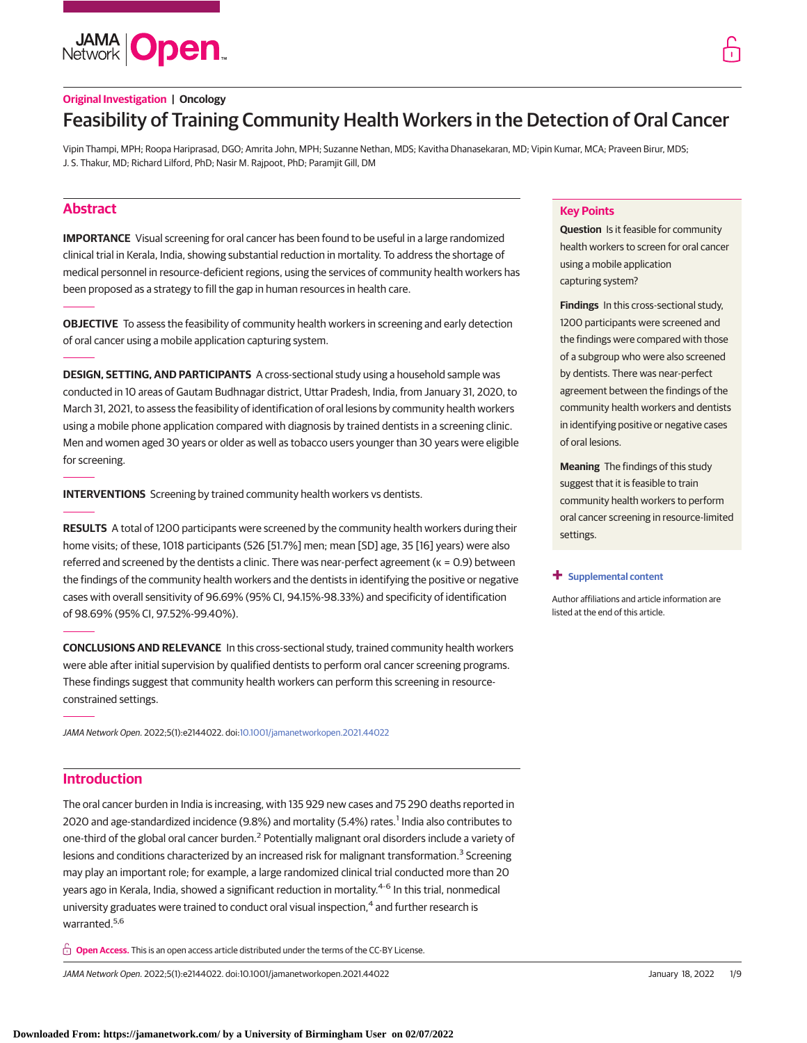Original Investigation | Oncology

# Feasibility of Training Community Health Workers in the Detection of Oral Cancer

Vipin Thampi, MPH; Roopa Hariprasad, DGO; Amrita John, MPH; Suzanne Nethan, MDS; Kavitha Dhanasekaran, MD; Vipin Kumar, MCA; Praveen Birur, MDS; J. S. Thakur, MD; Richard Lilford, PhD; Nasir M. Rajpoot, PhD; Paramjit Gill, DM

## Abstract

**IMPORTANCE** Visual screening for oral cancer has been found to be useful in a large randomized clinical trial in Kerala, India, showing substantial reduction in mortality. To address the shortage of medical personnel in resource-deficient regions, using the services of community health workers has been proposed as a strategy to fill the gap in human resources in health care.

**OBJECTIVE** To assess the feasibility of community health workers in screening and early detection of oral cancer using a mobile application capturing system.

**DESIGN, SETTING, AND PARTICIPANTS** A cross-sectional study using a household sample was conducted in 10 areas of Gautam Budhnagar district, Uttar Pradesh, India, from January 31, 2020, to March 31, 2021, to assess the feasibility of identification of oral lesions by community health workers using a mobile phone application compared with diagnosis by trained dentists in a screening clinic. Men and women aged 30 years or older as well as tobacco users younger than 30 years were eligible for screening.

**INTERVENTIONS** Screening by trained community health workers vs dentists.

**RESULTS** A total of 1200 participants were screened by the community health workers during their home visits; of these, 1018 participants (526 [51.7%] men; mean [SD] age, 35 [16] years) were also referred and screened by the dentists a clinic. There was near-perfect agreement (κ = 0.9) between the findings of the community health workers and the dentists in identifying the positive or negative cases with overall sensitivity of 96.69% (95% CI, 94.15%-98.33%) and specificity of identification of 98.69% (95% CI, 97.52%-99.40%).

**CONCLUSIONS AND RELEVANCE** In this cross-sectional study, trained community health workers were able after initial supervision by qualified dentists to perform oral cancer screening programs. These findings suggest that community health workers can perform this screening in resource-constrained settings.

*JAMA Network Open.* 2022;5(1):e2144022. doi:10.1001/jamanetworkopen.2021.44022

## Key Points

**Question** Is it feasible for community health workers to screen for oral cancer using a mobile application capturing system?

**Findings** In this cross-sectional study, 1200 participants were screened and the findings were compared with those of a subgroup who were also screened by dentists. There was near-perfect agreement between the findings of the community health workers and dentists in identifying positive or negative cases of oral lesions.

**Meaning** The findings of this study suggest that it is feasible to train community health workers to perform oral cancer screening in resource-limited settings.

+ Supplemental content

Author affiliations and article information are listed at the end of this article.

## Introduction

The oral cancer burden in India is increasing, with 135 929 new cases and 75 290 deaths reported in 2020 and age-standardized incidence (9.8%) and mortality (5.4%) rates.[1] India also contributes to one-third of the global oral cancer burden.[2] Potentially malignant oral disorders include a variety of lesions and conditions characterized by an increased risk for malignant transformation.[3] Screening may play an important role; for example, a large randomized clinical trial conducted more than 20 years ago in Kerala, India, showed a significant reduction in mortality.[4-6] In this trial, nonmedical university graduates were trained to conduct oral visual inspection,[4] and further research is warranted.[5,6]

Open Access. This is an open access article distributed under the terms of the CC-BY License.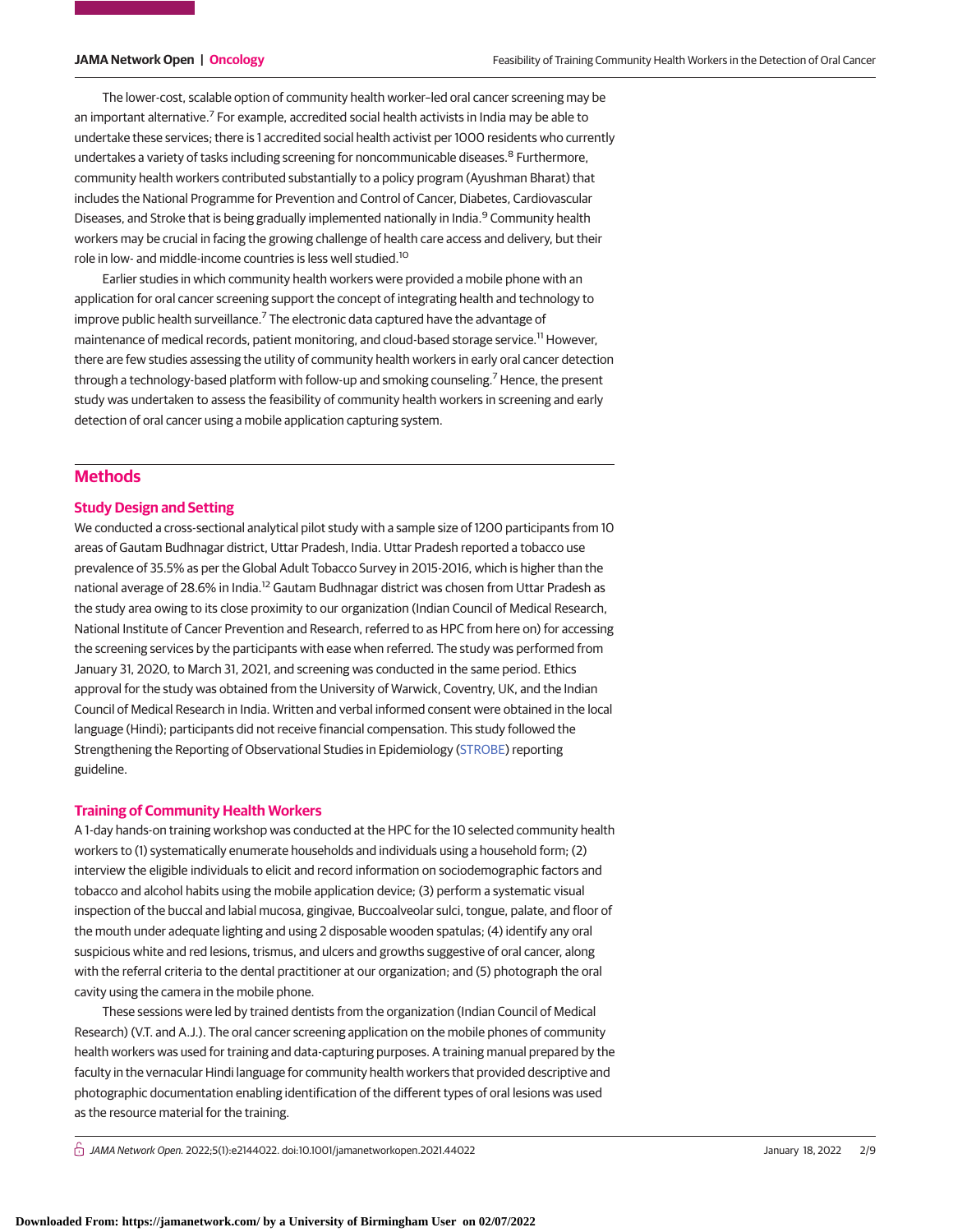The lower-cost, scalable option of community health worker–led oral cancer screening may be an important alternative.[7] For example, accredited social health activists in India may be able to undertake these services; there is 1 accredited social health activist per 1000 residents who currently undertakes a variety of tasks including screening for noncommunicable diseases.[8] Furthermore, community health workers contributed substantially to a policy program (Ayushman Bharat) that includes the National Programme for Prevention and Control of Cancer, Diabetes, Cardiovascular Diseases, and Stroke that is being gradually implemented nationally in India.[9] Community health workers may be crucial in facing the growing challenge of health care access and delivery, but their role in low- and middle-income countries is less well studied.[10]

Earlier studies in which community health workers were provided a mobile phone with an application for oral cancer screening support the concept of integrating health and technology to improve public health surveillance.[7] The electronic data captured have the advantage of maintenance of medical records, patient monitoring, and cloud-based storage service.[11] However, there are few studies assessing the utility of community health workers in early oral cancer detection through a technology-based platform with follow-up and smoking counseling.[7] Hence, the present study was undertaken to assess the feasibility of community health workers in screening and early detection of oral cancer using a mobile application capturing system.

## Methods

### Study Design and Setting

We conducted a cross-sectional analytical pilot study with a sample size of 1200 participants from 10 areas of Gautam Budhnagar district, Uttar Pradesh, India. Uttar Pradesh reported a tobacco use prevalence of 35.5% as per the Global Adult Tobacco Survey in 2015-2016, which is higher than the national average of 28.6% in India.[12] Gautam Budhnagar district was chosen from Uttar Pradesh as the study area owing to its close proximity to our organization (Indian Council of Medical Research, National Institute of Cancer Prevention and Research, referred to as HPC from here on) for accessing the screening services by the participants with ease when referred. The study was performed from January 31, 2020, to March 31, 2021, and screening was conducted in the same period. Ethics approval for the study was obtained from the University of Warwick, Coventry, UK, and the Indian Council of Medical Research in India. Written and verbal informed consent were obtained in the local language (Hindi); participants did not receive financial compensation. This study followed the Strengthening the Reporting of Observational Studies in Epidemiology (STROBE) reporting guideline.

### Training of Community Health Workers

A 1-day hands-on training workshop was conducted at the HPC for the 10 selected community health workers to (1) systematically enumerate households and individuals using a household form; (2) interview the eligible individuals to elicit and record information on sociodemographic factors and tobacco and alcohol habits using the mobile application device; (3) perform a systematic visual inspection of the buccal and labial mucosa, gingivae, Buccoalveolar sulci, tongue, palate, and floor of the mouth under adequate lighting and using 2 disposable wooden spatulas; (4) identify any oral suspicious white and red lesions, trismus, and ulcers and growths suggestive of oral cancer, along with the referral criteria to the dental practitioner at our organization; and (5) photograph the oral cavity using the camera in the mobile phone.

These sessions were led by trained dentists from the organization (Indian Council of Medical Research) (V.T. and A.J.). The oral cancer screening application on the mobile phones of community health workers was used for training and data-capturing purposes. A training manual prepared by the faculty in the vernacular Hindi language for community health workers that provided descriptive and photographic documentation enabling identification of the different types of oral lesions was used as the resource material for the training.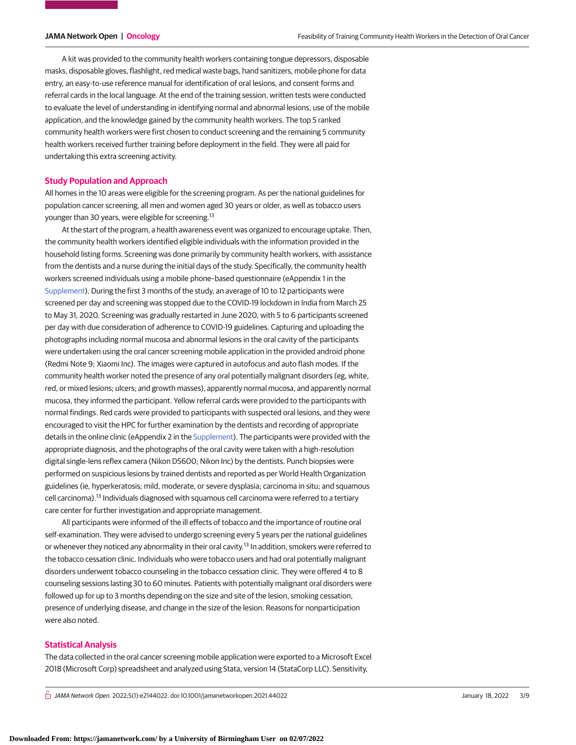A kit was provided to the community health workers containing tongue depressors, disposable masks, disposable gloves, flashlight, red medical waste bags, hand sanitizers, mobile phone for data entry, an easy-to-use reference manual for identification of oral lesions, and consent forms and referral cards in the local language. At the end of the training session, written tests were conducted to evaluate the level of understanding in identifying normal and abnormal lesions, use of the mobile application, and the knowledge gained by the community health workers. The top 5 ranked community health workers were first chosen to conduct screening and the remaining 5 community health workers received further training before deployment in the field. They were all paid for undertaking this extra screening activity.

## Study Population and Approach

All homes in the 10 areas were eligible for the screening program. As per the national guidelines for population cancer screening, all men and women aged 30 years or older, as well as tobacco users younger than 30 years, were eligible for screening.[13]

At the start of the program, a health awareness event was organized to encourage uptake. Then, the community health workers identified eligible individuals with the information provided in the household listing forms. Screening was done primarily by community health workers, with assistance from the dentists and a nurse during the initial days of the study. Specifically, the community health workers screened individuals using a mobile phone–based questionnaire (eAppendix 1 in the Supplement). During the first 3 months of the study, an average of 10 to 12 participants were screened per day and screening was stopped due to the COVID-19 lockdown in India from March 25 to May 31, 2020. Screening was gradually restarted in June 2020, with 5 to 6 participants screened per day with due consideration of adherence to COVID-19 guidelines. Capturing and uploading the photographs including normal mucosa and abnormal lesions in the oral cavity of the participants were undertaken using the oral cancer screening mobile application in the provided android phone (Redmi Note 9; Xiaomi Inc). The images were captured in autofocus and auto flash modes. If the community health worker noted the presence of any oral potentially malignant disorders (eg, white, red, or mixed lesions; ulcers; and growth masses), apparently normal mucosa, and apparently normal mucosa, they informed the participant. Yellow referral cards were provided to the participants with normal findings. Red cards were provided to participants with suspected oral lesions, and they were encouraged to visit the HPC for further examination by the dentists and recording of appropriate details in the online clinic (eAppendix 2 in the Supplement). The participants were provided with the appropriate diagnosis, and the photographs of the oral cavity were taken with a high-resolution digital single-lens reflex camera (Nikon D5600; Nikon Inc) by the dentists. Punch biopsies were performed on suspicious lesions by trained dentists and reported as per World Health Organization guidelines (ie, hyperkeratosis; mild, moderate, or severe dysplasia; carcinoma in situ; and squamous cell carcinoma).[13] Individuals diagnosed with squamous cell carcinoma were referred to a tertiary care center for further investigation and appropriate management.

All participants were informed of the ill effects of tobacco and the importance of routine oral self-examination. They were advised to undergo screening every 5 years per the national guidelines or whenever they noticed any abnormality in their oral cavity.[13] In addition, smokers were referred to the tobacco cessation clinic. Individuals who were tobacco users and had oral potentially malignant disorders underwent tobacco counseling in the tobacco cessation clinic. They were offered 4 to 8 counseling sessions lasting 30 to 60 minutes. Patients with potentially malignant oral disorders were followed up for up to 3 months depending on the size and site of the lesion, smoking cessation, presence of underlying disease, and change in the size of the lesion. Reasons for nonparticipation were also noted.

## Statistical Analysis

The data collected in the oral cancer screening mobile application were exported to a Microsoft Excel 2018 (Microsoft Corp) spreadsheet and analyzed using Stata, version 14 (StataCorp LLC). Sensitivity,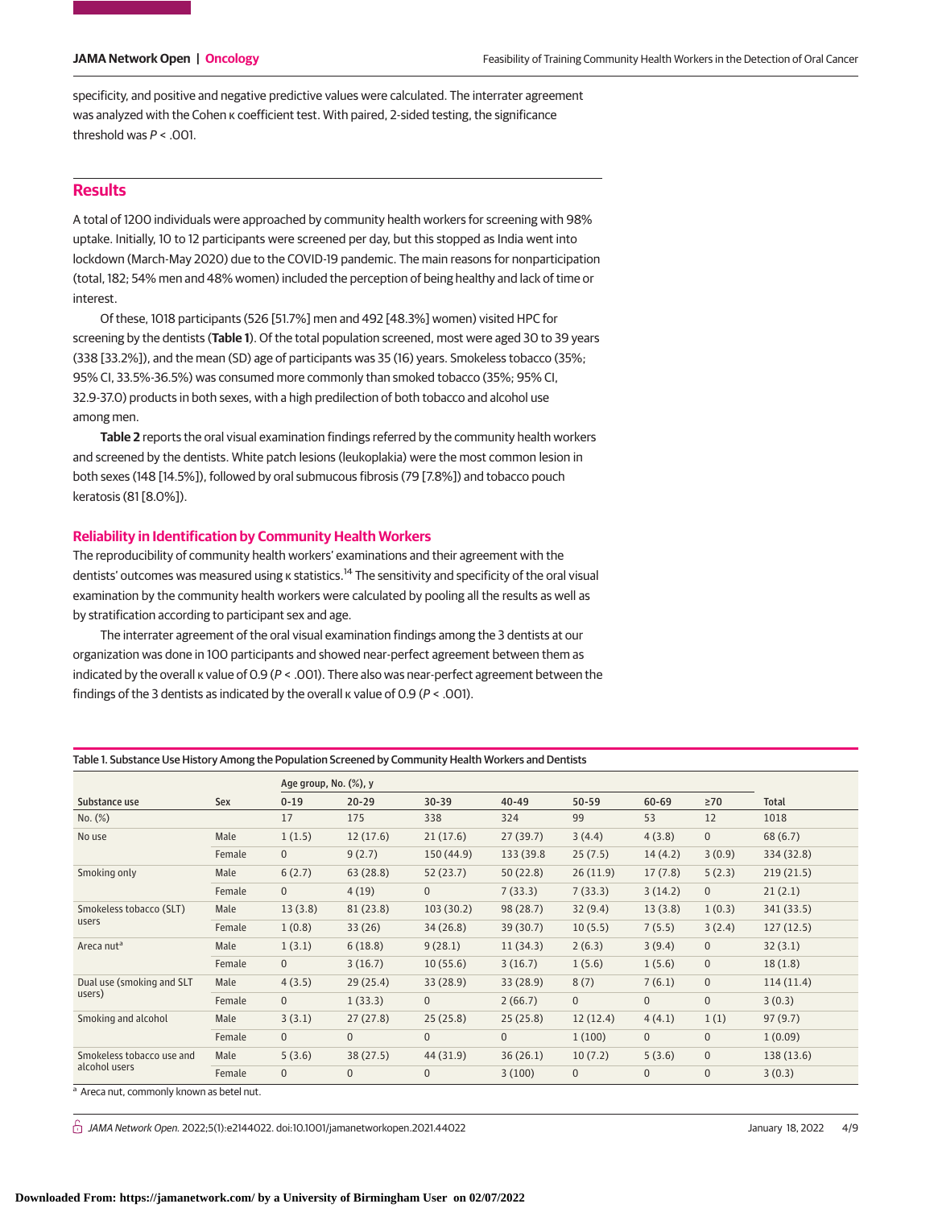specificity, and positive and negative predictive values were calculated. The interrater agreement was analyzed with the Cohen κ coefficient test. With paired, 2-sided testing, the significance threshold was $P < .001$.

## Results

A total of 1200 individuals were approached by community health workers for screening with 98% uptake. Initially, 10 to 12 participants were screened per day, but this stopped as India went into lockdown (March-May 2020) due to the COVID-19 pandemic. The main reasons for nonparticipation (total, 182; 54% men and 48% women) included the perception of being healthy and lack of time or interest.

Of these, 1018 participants (526 [51.7%] men and 492 [48.3%] women) visited HPC for screening by the dentists (**Table 1**). Of the total population screened, most were aged 30 to 39 years (338 [33.2%]), and the mean (SD) age of participants was 35 (16) years. Smokeless tobacco (35%; 95% CI, 33.5%-36.5%) was consumed more commonly than smoked tobacco (35%; 95% CI, 32.9-37.0) products in both sexes, with a high predilection of both tobacco and alcohol use among men.

**Table 2** reports the oral visual examination findings referred by the community health workers and screened by the dentists. White patch lesions (leukoplakia) were the most common lesion in both sexes (148 [14.5%]), followed by oral submucous fibrosis (79 [7.8%]) and tobacco pouch keratosis (81 [8.0%]).

### Reliability in Identification by Community Health Workers

The reproducibility of community health workers' examinations and their agreement with the dentists' outcomes was measured using κ statistics.[14] The sensitivity and specificity of the oral visual examination by the community health workers were calculated by pooling all the results as well as by stratification according to participant sex and age.

The interrater agreement of the oral visual examination findings among the 3 dentists at our organization was done in 100 participants and showed near-perfect agreement between them as indicated by the overall κ value of 0.9 ($P < .001$). There also was near-perfect agreement between the findings of the 3 dentists as indicated by the overall κ value of 0.9 ($P < .001$).

Table 1. Substance Use History Among the Population Screened by Community Health Workers and Dentists

| Substance use | Sex | Age group, No. (%), y | | | | | | | Total |
|---|---|---|---|---|---|---|---|---|---|
| | | 0-19 | 20-29 | 30-39 | 40-49 | 50-59 | 60-69 | ≥70 | |
| No. (%) | | 17 | 175 | 338 | 324 | 99 | 53 | 12 | 1018 |
| No use | Male | 1 (1.5) | 12 (17.6) | 21 (17.6) | 27 (39.7) | 3 (4.4) | 4 (3.8) | 0 | 68 (6.7) |
| | Female | 0 | 9 (2.7) | 150 (44.9) | 133 (39.8 | 25 (7.5) | 14 (4.2) | 3 (0.9) | 334 (32.8) |
| Smoking only | Male | 6 (2.7) | 63 (28.8) | 52 (23.7) | 50 (22.8) | 26 (11.9) | 17 (7.8) | 5 (2.3) | 219 (21.5) |
| | Female | 0 | 4 (19) | 0 | 7 (33.3) | 7 (33.3) | 3 (14.2) | 0 | 21 (2.1) |
| Smokeless tobacco (SLT) users | Male | 13 (3.8) | 81 (23.8) | 103 (30.2) | 98 (28.7) | 32 (9.4) | 13 (3.8) | 1 (0.3) | 341 (33.5) |
| | Female | 1 (0.8) | 33 (26) | 34 (26.8) | 39 (30.7) | 10 (5.5) | 7 (5.5) | 3 (2.4) | 127 (12.5) |
| Areca nut[a] | Male | 1 (3.1) | 6 (18.8) | 9 (28.1) | 11 (34.3) | 2 (6.3) | 3 (9.4) | 0 | 32 (3.1) |
| | Female | 0 | 3 (16.7) | 10 (55.6) | 3 (16.7) | 1 (5.6) | 1 (5.6) | 0 | 18 (1.8) |
| Dual use (smoking and SLT users) | Male | 4 (3.5) | 29 (25.4) | 33 (28.9) | 33 (28.9) | 8 (7) | 7 (6.1) | 0 | 114 (11.4) |
| | Female | 0 | 1 (33.3) | 0 | 2 (66.7) | 0 | 0 | 0 | 3 (0.3) |
| Smoking and alcohol | Male | 3 (3.1) | 27 (27.8) | 25 (25.8) | 25 (25.8) | 12 (12.4) | 4 (4.1) | 1 (1) | 97 (9.7) |
| | Female | 0 | 0 | 0 | 0 | 1 (100) | 0 | 0 | 1 (0.09) |
| Smokeless tobacco use and alcohol users | Male | 5 (3.6) | 38 (27.5) | 44 (31.9) | 36 (26.1) | 10 (7.2) | 5 (3.6) | 0 | 138 (13.6) |
| | Female | 0 | 0 | 0 | 3 (100) | 0 | 0 | 0 | 3 (0.3) |

[a] Areca nut, commonly known as betel nut.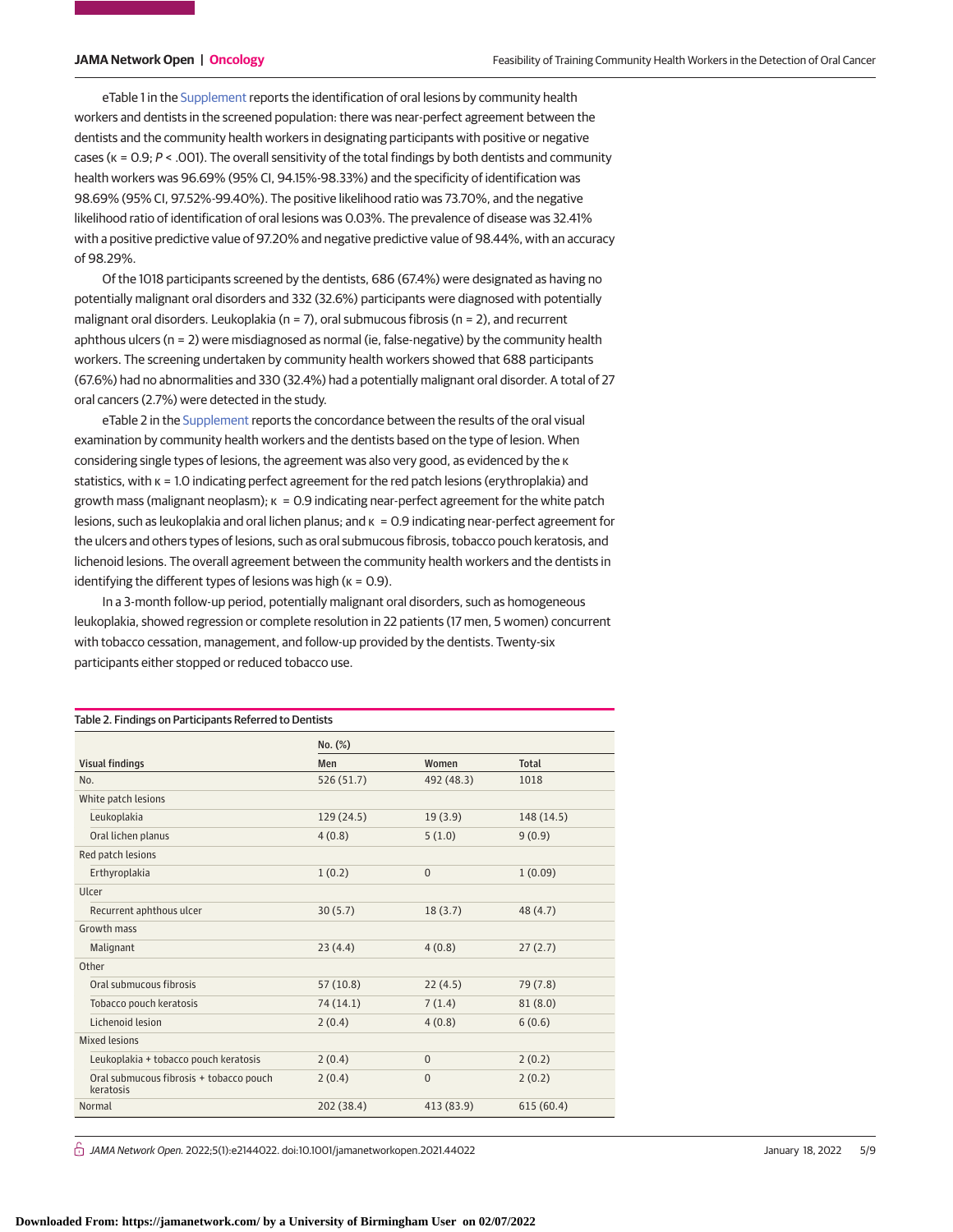eTable 1 in the Supplement reports the identification of oral lesions by community health workers and dentists in the screened population: there was near-perfect agreement between the dentists and the community health workers in designating participants with positive or negative cases (κ = 0.9; *P* < .001). The overall sensitivity of the total findings by both dentists and community health workers was 96.69% (95% CI, 94.15%-98.33%) and the specificity of identification was 98.69% (95% CI, 97.52%-99.40%). The positive likelihood ratio was 73.70%, and the negative likelihood ratio of identification of oral lesions was 0.03%. The prevalence of disease was 32.41% with a positive predictive value of 97.20% and negative predictive value of 98.44%, with an accuracy of 98.29%.

Of the 1018 participants screened by the dentists, 686 (67.4%) were designated as having no potentially malignant oral disorders and 332 (32.6%) participants were diagnosed with potentially malignant oral disorders. Leukoplakia (n = 7), oral submucous fibrosis (n = 2), and recurrent aphthous ulcers (n = 2) were misdiagnosed as normal (ie, false-negative) by the community health workers. The screening undertaken by community health workers showed that 688 participants (67.6%) had no abnormalities and 330 (32.4%) had a potentially malignant oral disorder. A total of 27 oral cancers (2.7%) were detected in the study.

eTable 2 in the Supplement reports the concordance between the results of the oral visual examination by community health workers and the dentists based on the type of lesion. When considering single types of lesions, the agreement was also very good, as evidenced by the κ statistics, with κ = 1.0 indicating perfect agreement for the red patch lesions (erythroplakia) and growth mass (malignant neoplasm); κ = 0.9 indicating near-perfect agreement for the white patch lesions, such as leukoplakia and oral lichen planus; and κ = 0.9 indicating near-perfect agreement for the ulcers and others types of lesions, such as oral submucous fibrosis, tobacco pouch keratosis, and lichenoid lesions. The overall agreement between the community health workers and the dentists in identifying the different types of lesions was high (κ = 0.9).

In a 3-month follow-up period, potentially malignant oral disorders, such as homogeneous leukoplakia, showed regression or complete resolution in 22 patients (17 men, 5 women) concurrent with tobacco cessation, management, and follow-up provided by the dentists. Twenty-six participants either stopped or reduced tobacco use.

Table 2. Findings on Participants Referred to Dentists

| Visual findings | No. (%) Men | Women | Total |
|---|---|---|---|
| No. | 526 (51.7) | 492 (48.3) | 1018 |
| White patch lesions | | | |
| Leukoplakia | 129 (24.5) | 19 (3.9) | 148 (14.5) |
| Oral lichen planus | 4 (0.8) | 5 (1.0) | 9 (0.9) |
| Red patch lesions | | | |
| Erthyroplakia | 1 (0.2) | 0 | 1 (0.09) |
| Ulcer | | | |
| Recurrent aphthous ulcer | 30 (5.7) | 18 (3.7) | 48 (4.7) |
| Growth mass | | | |
| Malignant | 23 (4.4) | 4 (0.8) | 27 (2.7) |
| Other | | | |
| Oral submucous fibrosis | 57 (10.8) | 22 (4.5) | 79 (7.8) |
| Tobacco pouch keratosis | 74 (14.1) | 7 (1.4) | 81 (8.0) |
| Lichenoid lesion | 2 (0.4) | 4 (0.8) | 6 (0.6) |
| Mixed lesions | | | |
| Leukoplakia + tobacco pouch keratosis | 2 (0.4) | 0 | 2 (0.2) |
| Oral submucous fibrosis + tobacco pouch keratosis | 2 (0.4) | 0 | 2 (0.2) |
| Normal | 202 (38.4) | 413 (83.9) | 615 (60.4) |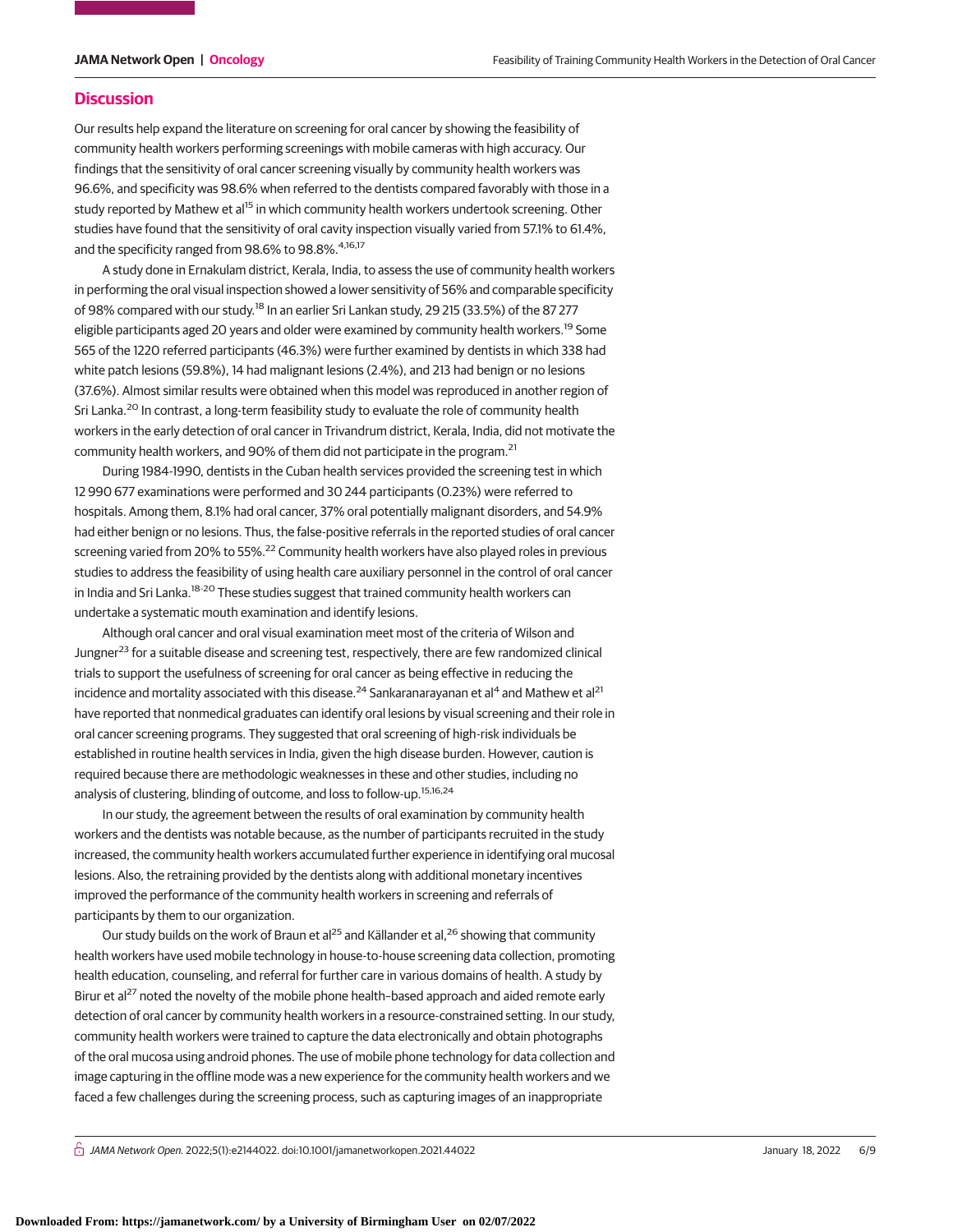## Discussion

Our results help expand the literature on screening for oral cancer by showing the feasibility of community health workers performing screenings with mobile cameras with high accuracy. Our findings that the sensitivity of oral cancer screening visually by community health workers was 96.6%, and specificity was 98.6% when referred to the dentists compared favorably with those in a study reported by Mathew et al[15] in which community health workers undertook screening. Other studies have found that the sensitivity of oral cavity inspection visually varied from 57.1% to 61.4%, and the specificity ranged from 98.6% to 98.8%.[4,16,17]

A study done in Ernakulam district, Kerala, India, to assess the use of community health workers in performing the oral visual inspection showed a lower sensitivity of 56% and comparable specificity of 98% compared with our study.[18] In an earlier Sri Lankan study, 29 215 (33.5%) of the 87 277 eligible participants aged 20 years and older were examined by community health workers.[19] Some 565 of the 1220 referred participants (46.3%) were further examined by dentists in which 338 had white patch lesions (59.8%), 14 had malignant lesions (2.4%), and 213 had benign or no lesions (37.6%). Almost similar results were obtained when this model was reproduced in another region of Sri Lanka.[20] In contrast, a long-term feasibility study to evaluate the role of community health workers in the early detection of oral cancer in Trivandrum district, Kerala, India, did not motivate the community health workers, and 90% of them did not participate in the program.[21]

During 1984-1990, dentists in the Cuban health services provided the screening test in which 12 990 677 examinations were performed and 30 244 participants (0.23%) were referred to hospitals. Among them, 8.1% had oral cancer, 37% oral potentially malignant disorders, and 54.9% had either benign or no lesions. Thus, the false-positive referrals in the reported studies of oral cancer screening varied from 20% to 55%.[22] Community health workers have also played roles in previous studies to address the feasibility of using health care auxiliary personnel in the control of oral cancer in India and Sri Lanka.[18-20] These studies suggest that trained community health workers can undertake a systematic mouth examination and identify lesions.

Although oral cancer and oral visual examination meet most of the criteria of Wilson and Jungner[23] for a suitable disease and screening test, respectively, there are few randomized clinical trials to support the usefulness of screening for oral cancer as being effective in reducing the incidence and mortality associated with this disease.[24] Sankaranarayanan et al[4] and Mathew et al[21] have reported that nonmedical graduates can identify oral lesions by visual screening and their role in oral cancer screening programs. They suggested that oral screening of high-risk individuals be established in routine health services in India, given the high disease burden. However, caution is required because there are methodologic weaknesses in these and other studies, including no analysis of clustering, blinding of outcome, and loss to follow-up.[15,16,24]

In our study, the agreement between the results of oral examination by community health workers and the dentists was notable because, as the number of participants recruited in the study increased, the community health workers accumulated further experience in identifying oral mucosal lesions. Also, the retraining provided by the dentists along with additional monetary incentives improved the performance of the community health workers in screening and referrals of participants by them to our organization.

Our study builds on the work of Braun et al[25] and Källander et al,[26] showing that community health workers have used mobile technology in house-to-house screening data collection, promoting health education, counseling, and referral for further care in various domains of health. A study by Birur et al[27] noted the novelty of the mobile phone health–based approach and aided remote early detection of oral cancer by community health workers in a resource-constrained setting. In our study, community health workers were trained to capture the data electronically and obtain photographs of the oral mucosa using android phones. The use of mobile phone technology for data collection and image capturing in the offline mode was a new experience for the community health workers and we faced a few challenges during the screening process, such as capturing images of an inappropriate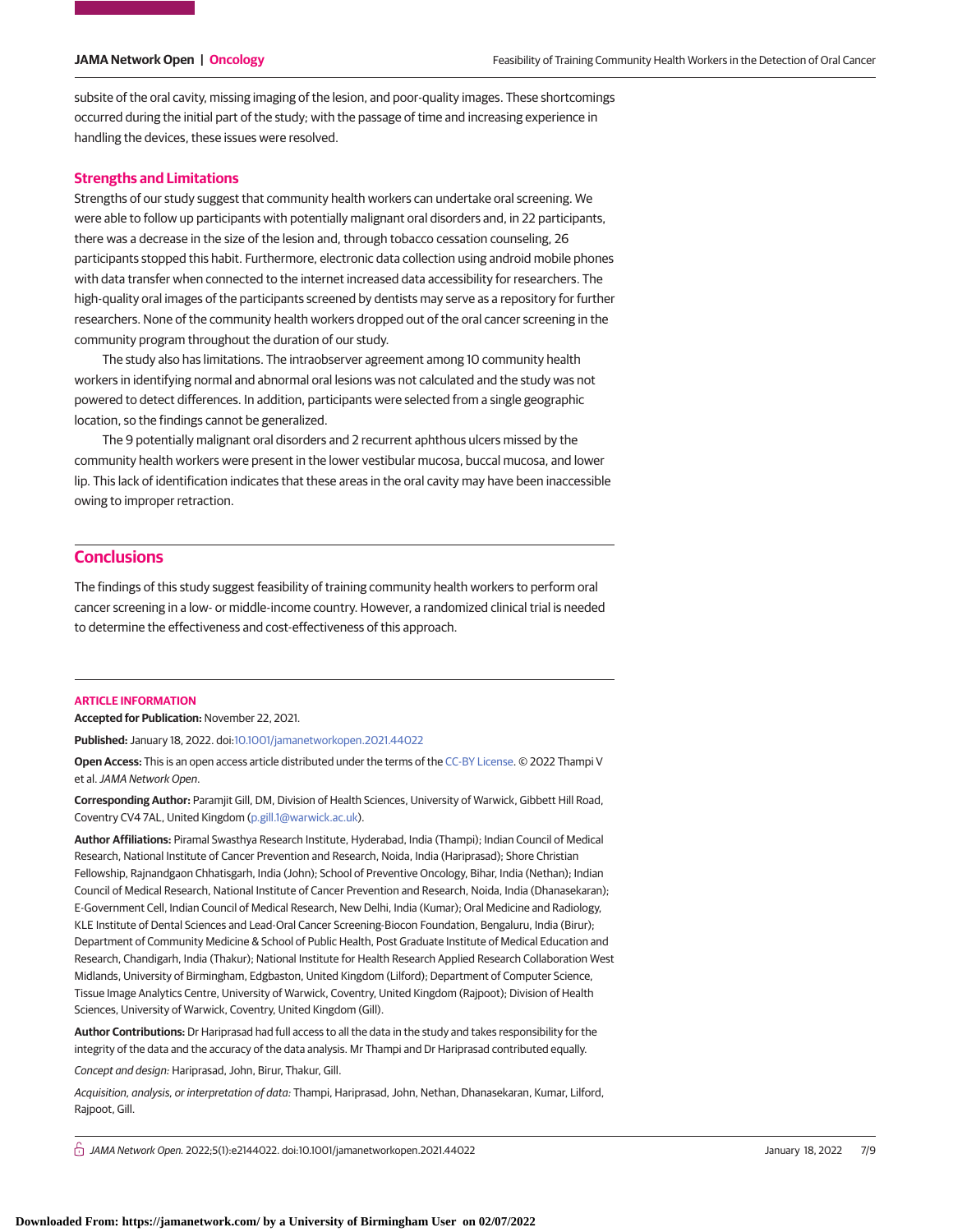subsite of the oral cavity, missing imaging of the lesion, and poor-quality images. These shortcomings occurred during the initial part of the study; with the passage of time and increasing experience in handling the devices, these issues were resolved.

### Strengths and Limitations

Strengths of our study suggest that community health workers can undertake oral screening. We were able to follow up participants with potentially malignant oral disorders and, in 22 participants, there was a decrease in the size of the lesion and, through tobacco cessation counseling, 26 participants stopped this habit. Furthermore, electronic data collection using android mobile phones with data transfer when connected to the internet increased data accessibility for researchers. The high-quality oral images of the participants screened by dentists may serve as a repository for further researchers. None of the community health workers dropped out of the oral cancer screening in the community program throughout the duration of our study.

The study also has limitations. The intraobserver agreement among 10 community health workers in identifying normal and abnormal oral lesions was not calculated and the study was not powered to detect differences. In addition, participants were selected from a single geographic location, so the findings cannot be generalized.

The 9 potentially malignant oral disorders and 2 recurrent aphthous ulcers missed by the community health workers were present in the lower vestibular mucosa, buccal mucosa, and lower lip. This lack of identification indicates that these areas in the oral cavity may have been inaccessible owing to improper retraction.

## Conclusions

The findings of this study suggest feasibility of training community health workers to perform oral cancer screening in a low- or middle-income country. However, a randomized clinical trial is needed to determine the effectiveness and cost-effectiveness of this approach.

### ARTICLE INFORMATION

**Accepted for Publication:** November 22, 2021.

**Published:** January 18, 2022. doi:10.1001/jamanetworkopen.2021.44022

**Open Access:** This is an open access article distributed under the terms of the CC-BY License. © 2022 Thampi V et al. *JAMA Network Open*.

**Corresponding Author:** Paramjit Gill, DM, Division of Health Sciences, University of Warwick, Gibbett Hill Road, Coventry CV4 7AL, United Kingdom (p.gill.1@warwick.ac.uk).

**Author Affiliations:** Piramal Swasthya Research Institute, Hyderabad, India (Thampi); Indian Council of Medical Research, National Institute of Cancer Prevention and Research, Noida, India (Hariprasad); Shore Christian Fellowship, Rajnandgaon Chhatisgarh, India (John); School of Preventive Oncology, Bihar, India (Nethan); Indian Council of Medical Research, National Institute of Cancer Prevention and Research, Noida, India (Dhanasekaran); E-Government Cell, Indian Council of Medical Research, New Delhi, India (Kumar); Oral Medicine and Radiology, KLE Institute of Dental Sciences and Lead-Oral Cancer Screening-Biocon Foundation, Bengaluru, India (Birur); Department of Community Medicine & School of Public Health, Post Graduate Institute of Medical Education and Research, Chandigarh, India (Thakur); National Institute for Health Research Applied Research Collaboration West Midlands, University of Birmingham, Edgbaston, United Kingdom (Lilford); Department of Computer Science, Tissue Image Analytics Centre, University of Warwick, Coventry, United Kingdom (Rajpoot); Division of Health Sciences, University of Warwick, Coventry, United Kingdom (Gill).

**Author Contributions:** Dr Hariprasad had full access to all the data in the study and takes responsibility for the integrity of the data and the accuracy of the data analysis. Mr Thampi and Dr Hariprasad contributed equally.

*Concept and design:* Hariprasad, John, Birur, Thakur, Gill.

*Acquisition, analysis, or interpretation of data:* Thampi, Hariprasad, John, Nethan, Dhanasekaran, Kumar, Lilford, Rajpoot, Gill.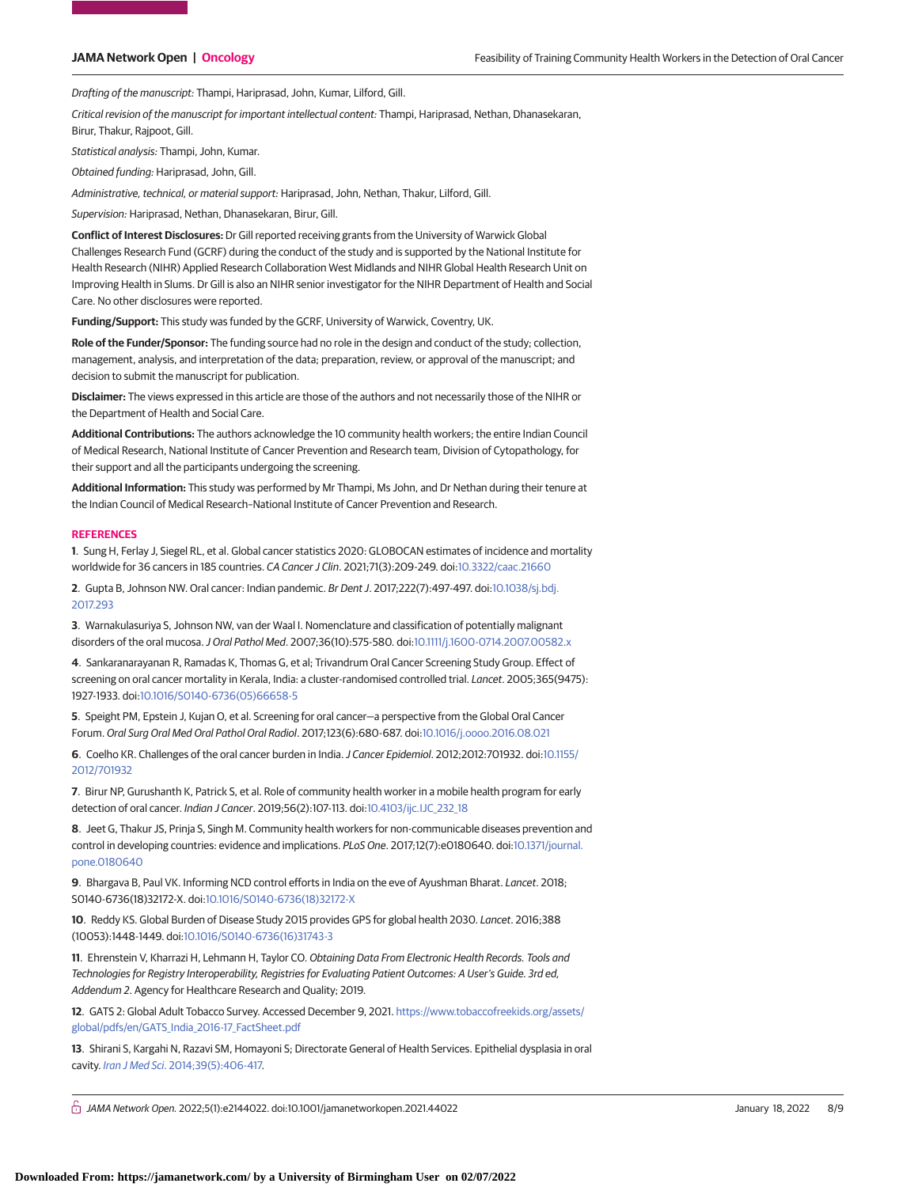*Drafting of the manuscript:* Thampi, Hariprasad, John, Kumar, Lilford, Gill.

*Critical revision of the manuscript for important intellectual content:* Thampi, Hariprasad, Nethan, Dhanasekaran, Birur, Thakur, Rajpoot, Gill.

*Statistical analysis:* Thampi, John, Kumar.

*Obtained funding:* Hariprasad, John, Gill.

*Administrative, technical, or material support:* Hariprasad, John, Nethan, Thakur, Lilford, Gill.

*Supervision:* Hariprasad, Nethan, Dhanasekaran, Birur, Gill.

**Conflict of Interest Disclosures:** Dr Gill reported receiving grants from the University of Warwick Global Challenges Research Fund (GCRF) during the conduct of the study and is supported by the National Institute for Health Research (NIHR) Applied Research Collaboration West Midlands and NIHR Global Health Research Unit on Improving Health in Slums. Dr Gill is also an NIHR senior investigator for the NIHR Department of Health and Social Care. No other disclosures were reported.

**Funding/Support:** This study was funded by the GCRF, University of Warwick, Coventry, UK.

**Role of the Funder/Sponsor:** The funding source had no role in the design and conduct of the study; collection, management, analysis, and interpretation of the data; preparation, review, or approval of the manuscript; and decision to submit the manuscript for publication.

**Disclaimer:** The views expressed in this article are those of the authors and not necessarily those of the NIHR or the Department of Health and Social Care.

**Additional Contributions:** The authors acknowledge the 10 community health workers; the entire Indian Council of Medical Research, National Institute of Cancer Prevention and Research team, Division of Cytopathology, for their support and all the participants undergoing the screening.

**Additional Information:** This study was performed by Mr Thampi, Ms John, and Dr Nethan during their tenure at the Indian Council of Medical Research–National Institute of Cancer Prevention and Research.

## REFERENCES

1. Sung H, Ferlay J, Siegel RL, et al. Global cancer statistics 2020: GLOBOCAN estimates of incidence and mortality worldwide for 36 cancers in 185 countries. *CA Cancer J Clin*. 2021;71(3):209-249. doi:10.3322/caac.21660

2. Gupta B, Johnson NW. Oral cancer: Indian pandemic. *Br Dent J*. 2017;222(7):497-497. doi:10.1038/sj.bdj.2017.293

3. Warnakulasuriya S, Johnson NW, van der Waal I. Nomenclature and classification of potentially malignant disorders of the oral mucosa. *J Oral Pathol Med*. 2007;36(10):575-580. doi:10.1111/j.1600-0714.2007.00582.x

4. Sankaranarayanan R, Ramadas K, Thomas G, et al; Trivandrum Oral Cancer Screening Study Group. Effect of screening on oral cancer mortality in Kerala, India: a cluster-randomised controlled trial. *Lancet*. 2005;365(9475):1927-1933. doi:10.1016/S0140-6736(05)66658-5

5. Speight PM, Epstein J, Kujan O, et al. Screening for oral cancer—a perspective from the Global Oral Cancer Forum. *Oral Surg Oral Med Oral Pathol Oral Radiol*. 2017;123(6):680-687. doi:10.1016/j.oooo.2016.08.021

6. Coelho KR. Challenges of the oral cancer burden in India. *J Cancer Epidemiol*. 2012;2012:701932. doi:10.1155/2012/701932

7. Birur NP, Gurushanth K, Patrick S, et al. Role of community health worker in a mobile health program for early detection of oral cancer. *Indian J Cancer*. 2019;56(2):107-113. doi:10.4103/ijc.IJC_232_18

8. Jeet G, Thakur JS, Prinja S, Singh M. Community health workers for non-communicable diseases prevention and control in developing countries: evidence and implications. *PLoS One*. 2017;12(7):e0180640. doi:10.1371/journal.pone.0180640

9. Bhargava B, Paul VK. Informing NCD control efforts in India on the eve of Ayushman Bharat. *Lancet*. 2018;S0140-6736(18)32172-X. doi:10.1016/S0140-6736(18)32172-X

10. Reddy KS. Global Burden of Disease Study 2015 provides GPS for global health 2030. *Lancet*. 2016;388(10053):1448-1449. doi:10.1016/S0140-6736(16)31743-3

11. Ehrenstein V, Kharrazi H, Lehmann H, Taylor CO. *Obtaining Data From Electronic Health Records. Tools and Technologies for Registry Interoperability, Registries for Evaluating Patient Outcomes: A User's Guide. 3rd ed, Addendum 2*. Agency for Healthcare Research and Quality; 2019.

12. GATS 2: Global Adult Tobacco Survey. Accessed December 9, 2021. https://www.tobaccofreekids.org/assets/global/pdfs/en/GATS_India_2016-17_FactSheet.pdf

13. Shirani S, Kargahi N, Razavi SM, Homayoni S; Directorate General of Health Services. Epithelial dysplasia in oral cavity. *Iran J Med Sci*. 2014;39(5):406-417.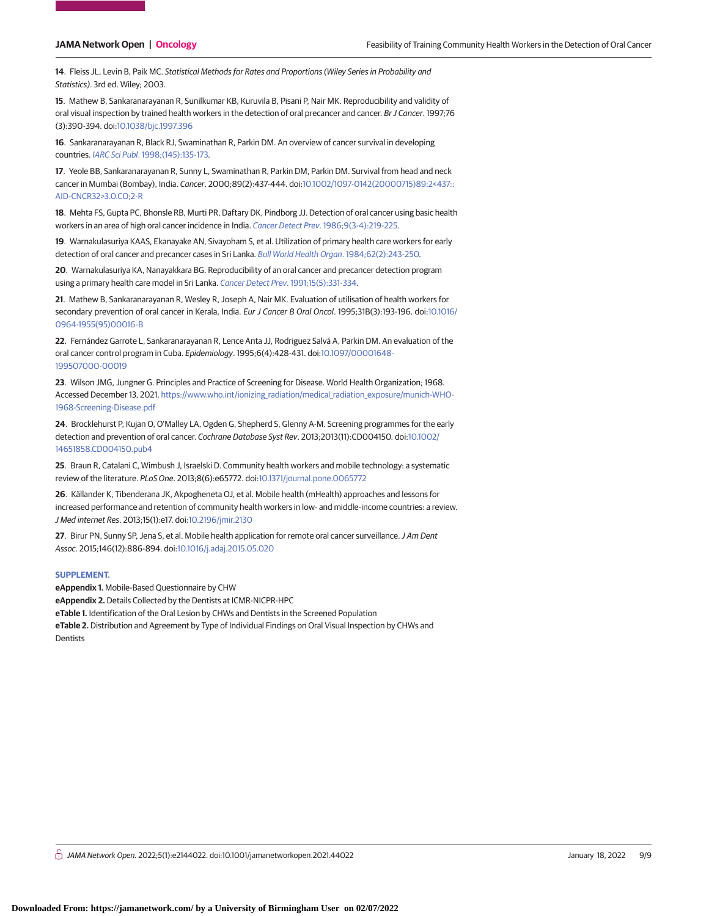14. Fleiss JL, Levin B, Paik MC. *Statistical Methods for Rates and Proportions (Wiley Series in Probability and Statistics)*. 3rd ed. Wiley; 2003.

15. Mathew B, Sankaranarayanan R, Sunilkumar KB, Kuruvila B, Pisani P, Nair MK. Reproducibility and validity of oral visual inspection by trained health workers in the detection of oral precancer and cancer. *Br J Cancer*. 1997;76 (3):390-394. doi:10.1038/bjc.1997.396

16. Sankaranarayanan R, Black RJ, Swaminathan R, Parkin DM. An overview of cancer survival in developing countries. *IARC Sci Publ*. 1998;(145):135-173.

17. Yeole BB, Sankaranarayanan R, Sunny L, Swaminathan R, Parkin DM, Parkin DM. Survival from head and neck cancer in Mumbai (Bombay), India. *Cancer*. 2000;89(2):437-444. doi:10.1002/1097-0142(20000715)89:2<437::AID-CNCR32>3.0.CO;2-R

18. Mehta FS, Gupta PC, Bhonsle RB, Murti PR, Daftary DK, Pindborg JJ. Detection of oral cancer using basic health workers in an area of high oral cancer incidence in India. *Cancer Detect Prev*. 1986;9(3-4):219-225.

19. Warnakulasuriya KAAS, Ekanayake AN, Sivayoham S, et al. Utilization of primary health care workers for early detection of oral cancer and precancer cases in Sri Lanka. *Bull World Health Organ*. 1984;62(2):243-250.

20. Warnakulasuriya KA, Nanayakkara BG. Reproducibility of an oral cancer and precancer detection program using a primary health care model in Sri Lanka. *Cancer Detect Prev*. 1991;15(5):331-334.

21. Mathew B, Sankaranarayanan R, Wesley R, Joseph A, Nair MK. Evaluation of utilisation of health workers for secondary prevention of oral cancer in Kerala, India. *Eur J Cancer B Oral Oncol*. 1995;31B(3):193-196. doi:10.1016/0964-1955(95)00016-B

22. Fernández Garrote L, Sankaranarayanan R, Lence Anta JJ, Rodriguez Salvá A, Parkin DM. An evaluation of the oral cancer control program in Cuba. *Epidemiology*. 1995;6(4):428-431. doi:10.1097/00001648-199507000-00019

23. Wilson JMG, Jungner G. Principles and Practice of Screening for Disease. World Health Organization; 1968. Accessed December 13, 2021. https://www.who.int/ionizing_radiation/medical_radiation_exposure/munich-WHO-1968-Screening-Disease.pdf

24. Brocklehurst P, Kujan O, O'Malley LA, Ogden G, Shepherd S, Glenny A-M. Screening programmes for the early detection and prevention of oral cancer. *Cochrane Database Syst Rev*. 2013;2013(11):CD004150. doi:10.1002/14651858.CD004150.pub4

25. Braun R, Catalani C, Wimbush J, Israelski D. Community health workers and mobile technology: a systematic review of the literature. *PLoS One*. 2013;8(6):e65772. doi:10.1371/journal.pone.0065772

26. Källander K, Tibenderana JK, Akpogheneta OJ, et al. Mobile health (mHealth) approaches and lessons for increased performance and retention of community health workers in low- and middle-income countries: a review. *J Med internet Res*. 2013;15(1):e17. doi:10.2196/jmir.2130

27. Birur PN, Sunny SP, Jena S, et al. Mobile health application for remote oral cancer surveillance. *J Am Dent Assoc*. 2015;146(12):886-894. doi:10.1016/j.adaj.2015.05.020

**SUPPLEMENT.**

**eAppendix 1.** Mobile-Based Questionnaire by CHW
**eAppendix 2.** Details Collected by the Dentists at ICMR-NICPR-HPC
**eTable 1.** Identification of the Oral Lesion by CHWs and Dentists in the Screened Population
**eTable 2.** Distribution and Agreement by Type of Individual Findings on Oral Visual Inspection by CHWs and Dentists